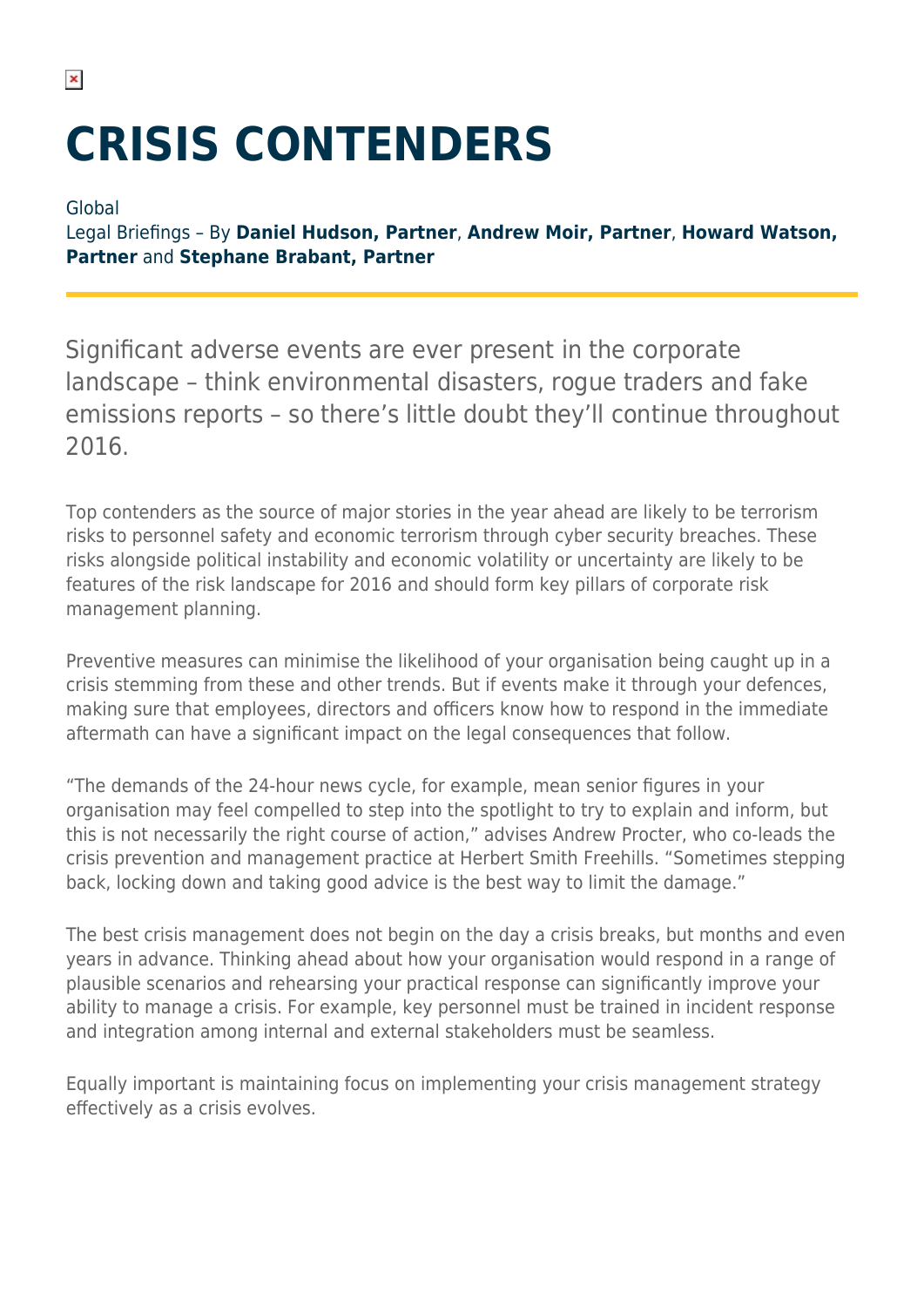# CRISIS CONTENDERS

Global

Legal Briefings – By **Daniel Hudson, Partner**, **Andrew Moir, Partner**, **Howard Watson, Partner** and **Stephane Brabant, Partner**

Significant adverse events are ever present in the corporate landscape – think environmental disasters, rogue traders and fake emissions reports – so there's little doubt they'll continue throughout 2016.

Top contenders as the source of major stories in the year ahead are likely to be terrorism risks to personnel safety and economic terrorism through cyber security breaches. These risks alongside political instability and economic volatility or uncertainty are likely to be features of the risk landscape for 2016 and should form key pillars of corporate risk management planning.

Preventive measures can minimise the likelihood of your organisation being caught up in a crisis stemming from these and other trends. But if events make it through your defences, making sure that employees, directors and officers know how to respond in the immediate aftermath can have a significant impact on the legal consequences that follow.

"The demands of the 24-hour news cycle, for example, mean senior figures in your organisation may feel compelled to step into the spotlight to try to explain and inform, but this is not necessarily the right course of action," advises Andrew Procter, who co-leads the crisis prevention and management practice at Herbert Smith Freehills. "Sometimes stepping back, locking down and taking good advice is the best way to limit the damage."

The best crisis management does not begin on the day a crisis breaks, but months and even years in advance. Thinking ahead about how your organisation would respond in a range of plausible scenarios and rehearsing your practical response can significantly improve your ability to manage a crisis. For example, key personnel must be trained in incident response and integration among internal and external stakeholders must be seamless.

Equally important is maintaining focus on implementing your crisis management strategy effectively as a crisis evolves.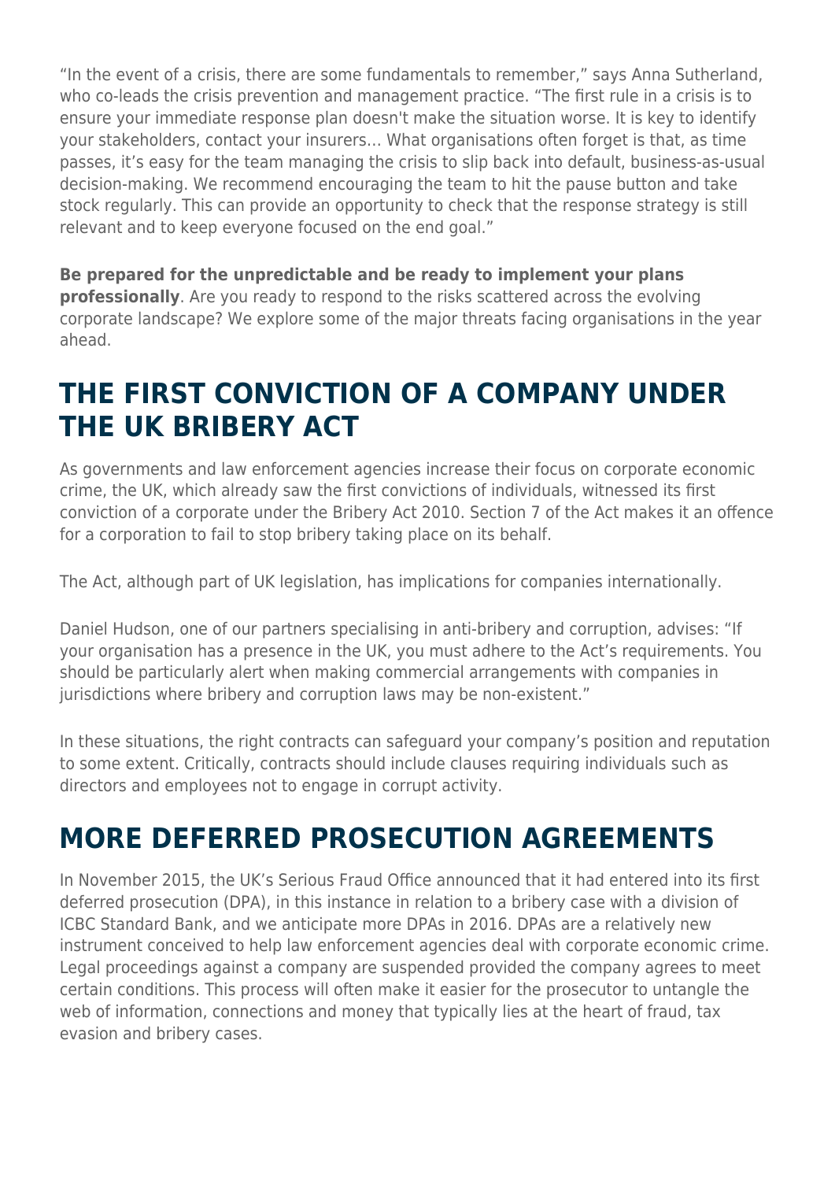"In the event of a crisis, there are some fundamentals to remember," says Anna Sutherland, who co-leads the crisis prevention and management practice. "The first rule in a crisis is to ensure your immediate response plan doesn't make the situation worse. It is key to identify your stakeholders, contact your insurers... What organisations often forget is that, as time passes, it's easy for the team managing the crisis to slip back into default, business-as-usual decision-making. We recommend encouraging the team to hit the pause button and take stock regularly. This can provide an opportunity to check that the response strategy is still relevant and to keep everyone focused on the end goal."

**Be prepared for the unpredictable and be ready to implement your plans professionally**. Are you ready to respond to the risks scattered across the evolving corporate landscape? We explore some of the major threats facing organisations in the year ahead.

## THE FIRST CONVICTION OF A COMPANY UNDER THE UK BRIBERY ACT

As governments and law enforcement agencies increase their focus on corporate economic crime, the UK, which already saw the first convictions of individuals, witnessed its first conviction of a corporate under the Bribery Act 2010. Section 7 of the Act makes it an offence for a corporation to fail to stop bribery taking place on its behalf.

The Act, although part of UK legislation, has implications for companies internationally.

Daniel Hudson, one of our partners specialising in anti-bribery and corruption, advises: "If your organisation has a presence in the UK, you must adhere to the Act's requirements. You should be particularly alert when making commercial arrangements with companies in jurisdictions where bribery and corruption laws may be non-existent."

In these situations, the right contracts can safeguard your company's position and reputation to some extent. Critically, contracts should include clauses requiring individuals such as directors and employees not to engage in corrupt activity.

## MORE DEFERRED PROSECUTION AGREEMENTS

In November 2015, the UK's Serious Fraud Office announced that it had entered into its first deferred prosecution (DPA), in this instance in relation to a bribery case with a division of ICBC Standard Bank, and we anticipate more DPAs in 2016. DPAs are a relatively new instrument conceived to help law enforcement agencies deal with corporate economic crime. Legal proceedings against a company are suspended provided the company agrees to meet certain conditions. This process will often make it easier for the prosecutor to untangle the web of information, connections and money that typically lies at the heart of fraud, tax evasion and bribery cases.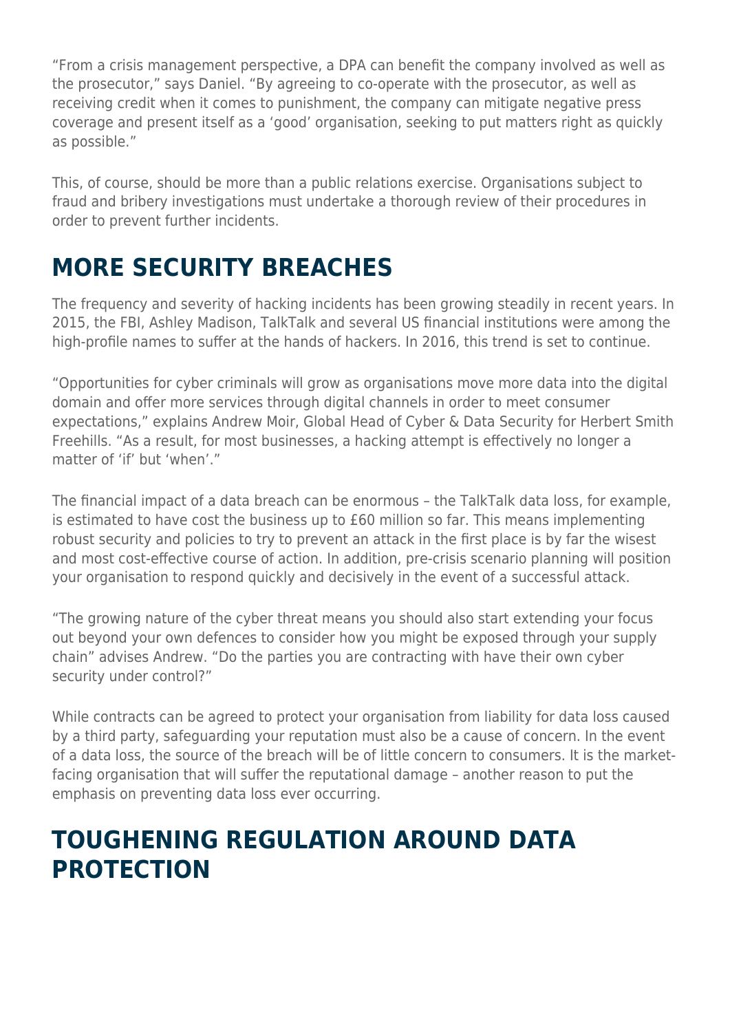"From a crisis management perspective, a DPA can benefit the company involved as well as the prosecutor," says Daniel. "By agreeing to co-operate with the prosecutor, as well as receiving credit when it comes to punishment, the company can mitigate negative press coverage and present itself as a 'good' organisation, seeking to put matters right as quickly as possible."

This, of course, should be more than a public relations exercise. Organisations subject to fraud and bribery investigations must undertake a thorough review of their procedures in order to prevent further incidents.

## MORE SECURITY BREACHES

The frequency and severity of hacking incidents has been growing steadily in recent years. In 2015, the FBI, Ashley Madison, TalkTalk and several US financial institutions were among the high-profile names to suffer at the hands of hackers. In 2016, this trend is set to continue.

"Opportunities for cyber criminals will grow as organisations move more data into the digital domain and offer more services through digital channels in order to meet consumer expectations," explains Andrew Moir, Global Head of Cyber & Data Security for Herbert Smith Freehills. "As a result, for most businesses, a hacking attempt is effectively no longer a matter of 'if' but 'when'."

The financial impact of a data breach can be enormous – the TalkTalk data loss, for example, is estimated to have cost the business up to £60 million so far. This means implementing robust security and policies to try to prevent an attack in the first place is by far the wisest and most cost-effective course of action. In addition, pre-crisis scenario planning will position your organisation to respond quickly and decisively in the event of a successful attack.

"The growing nature of the cyber threat means you should also start extending your focus out beyond your own defences to consider how you might be exposed through your supply chain" advises Andrew. "Do the parties you are contracting with have their own cyber security under control?"

While contracts can be agreed to protect your organisation from liability for data loss caused by a third party, safeguarding your reputation must also be a cause of concern. In the event of a data loss, the source of the breach will be of little concern to consumers. It is the market-facing organisation that will suffer the reputational damage – another reason to put the emphasis on preventing data loss ever occurring.

## TOUGHENING REGULATION AROUND DATA PROTECTION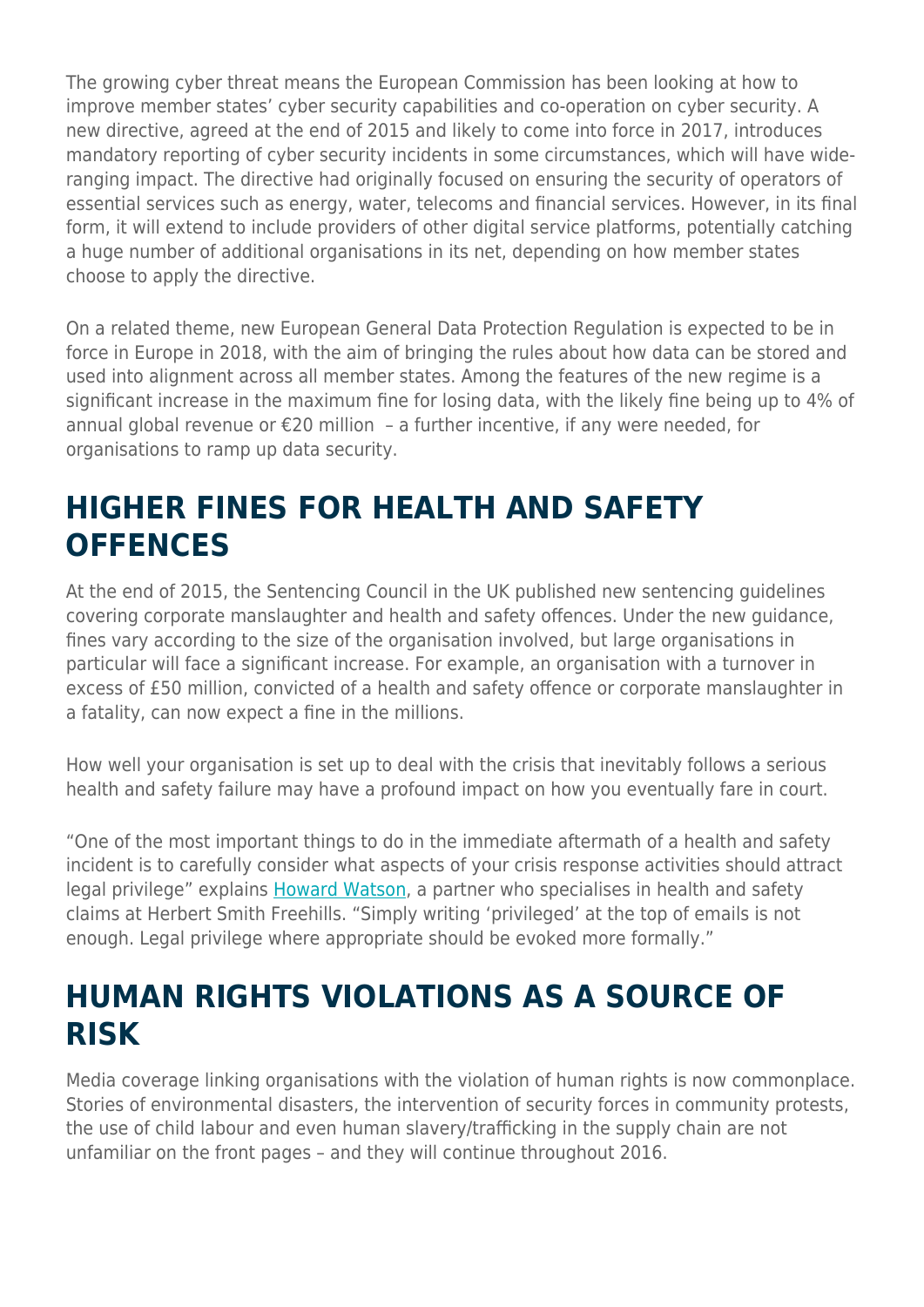The growing cyber threat means the European Commission has been looking at how to improve member states' cyber security capabilities and co-operation on cyber security. A new directive, agreed at the end of 2015 and likely to come into force in 2017, introduces mandatory reporting of cyber security incidents in some circumstances, which will have wide-ranging impact. The directive had originally focused on ensuring the security of operators of essential services such as energy, water, telecoms and financial services. However, in its final form, it will extend to include providers of other digital service platforms, potentially catching a huge number of additional organisations in its net, depending on how member states choose to apply the directive.

On a related theme, new European General Data Protection Regulation is expected to be in force in Europe in 2018, with the aim of bringing the rules about how data can be stored and used into alignment across all member states. Among the features of the new regime is a significant increase in the maximum fine for losing data, with the likely fine being up to 4% of annual global revenue or €20 million – a further incentive, if any were needed, for organisations to ramp up data security.

## HIGHER FINES FOR HEALTH AND SAFETY OFFENCES

At the end of 2015, the Sentencing Council in the UK published new sentencing guidelines covering corporate manslaughter and health and safety offences. Under the new guidance, fines vary according to the size of the organisation involved, but large organisations in particular will face a significant increase. For example, an organisation with a turnover in excess of £50 million, convicted of a health and safety offence or corporate manslaughter in a fatality, can now expect a fine in the millions.

How well your organisation is set up to deal with the crisis that inevitably follows a serious health and safety failure may have a profound impact on how you eventually fare in court.

"One of the most important things to do in the immediate aftermath of a health and safety incident is to carefully consider what aspects of your crisis response activities should attract legal privilege" explains Howard Watson, a partner who specialises in health and safety claims at Herbert Smith Freehills. "Simply writing 'privileged' at the top of emails is not enough. Legal privilege where appropriate should be evoked more formally."

## HUMAN RIGHTS VIOLATIONS AS A SOURCE OF RISK

Media coverage linking organisations with the violation of human rights is now commonplace. Stories of environmental disasters, the intervention of security forces in community protests, the use of child labour and even human slavery/trafficking in the supply chain are not unfamiliar on the front pages – and they will continue throughout 2016.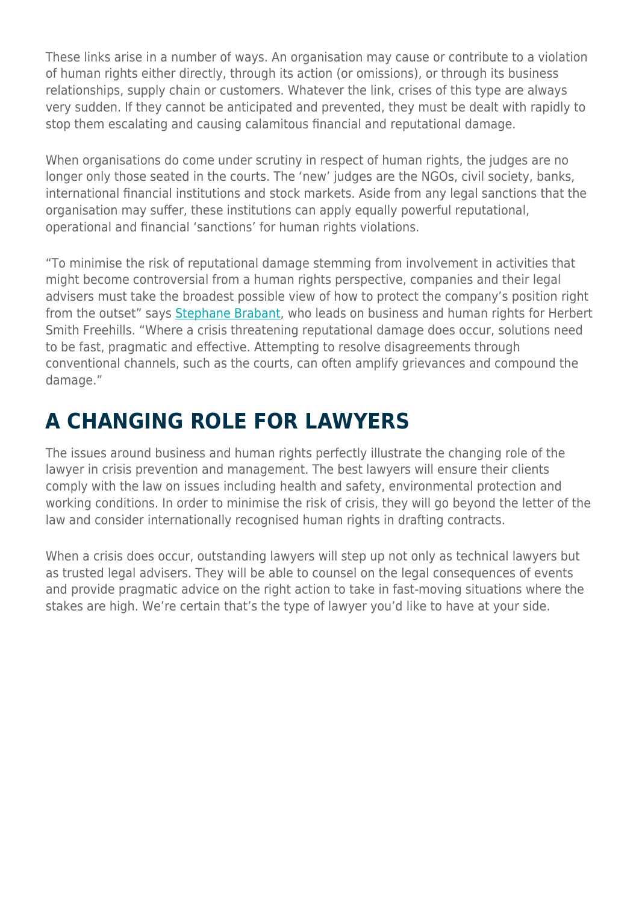These links arise in a number of ways. An organisation may cause or contribute to a violation of human rights either directly, through its action (or omissions), or through its business relationships, supply chain or customers. Whatever the link, crises of this type are always very sudden. If they cannot be anticipated and prevented, they must be dealt with rapidly to stop them escalating and causing calamitous financial and reputational damage.

When organisations do come under scrutiny in respect of human rights, the judges are no longer only those seated in the courts. The 'new' judges are the NGOs, civil society, banks, international financial institutions and stock markets. Aside from any legal sanctions that the organisation may suffer, these institutions can apply equally powerful reputational, operational and financial 'sanctions' for human rights violations.

"To minimise the risk of reputational damage stemming from involvement in activities that might become controversial from a human rights perspective, companies and their legal advisers must take the broadest possible view of how to protect the company's position right from the outset" says Stephane Brabant, who leads on business and human rights for Herbert Smith Freehills. "Where a crisis threatening reputational damage does occur, solutions need to be fast, pragmatic and effective. Attempting to resolve disagreements through conventional channels, such as the courts, can often amplify grievances and compound the damage."

## A CHANGING ROLE FOR LAWYERS

The issues around business and human rights perfectly illustrate the changing role of the lawyer in crisis prevention and management. The best lawyers will ensure their clients comply with the law on issues including health and safety, environmental protection and working conditions. In order to minimise the risk of crisis, they will go beyond the letter of the law and consider internationally recognised human rights in drafting contracts.

When a crisis does occur, outstanding lawyers will step up not only as technical lawyers but as trusted legal advisers. They will be able to counsel on the legal consequences of events and provide pragmatic advice on the right action to take in fast-moving situations where the stakes are high. We're certain that's the type of lawyer you'd like to have at your side.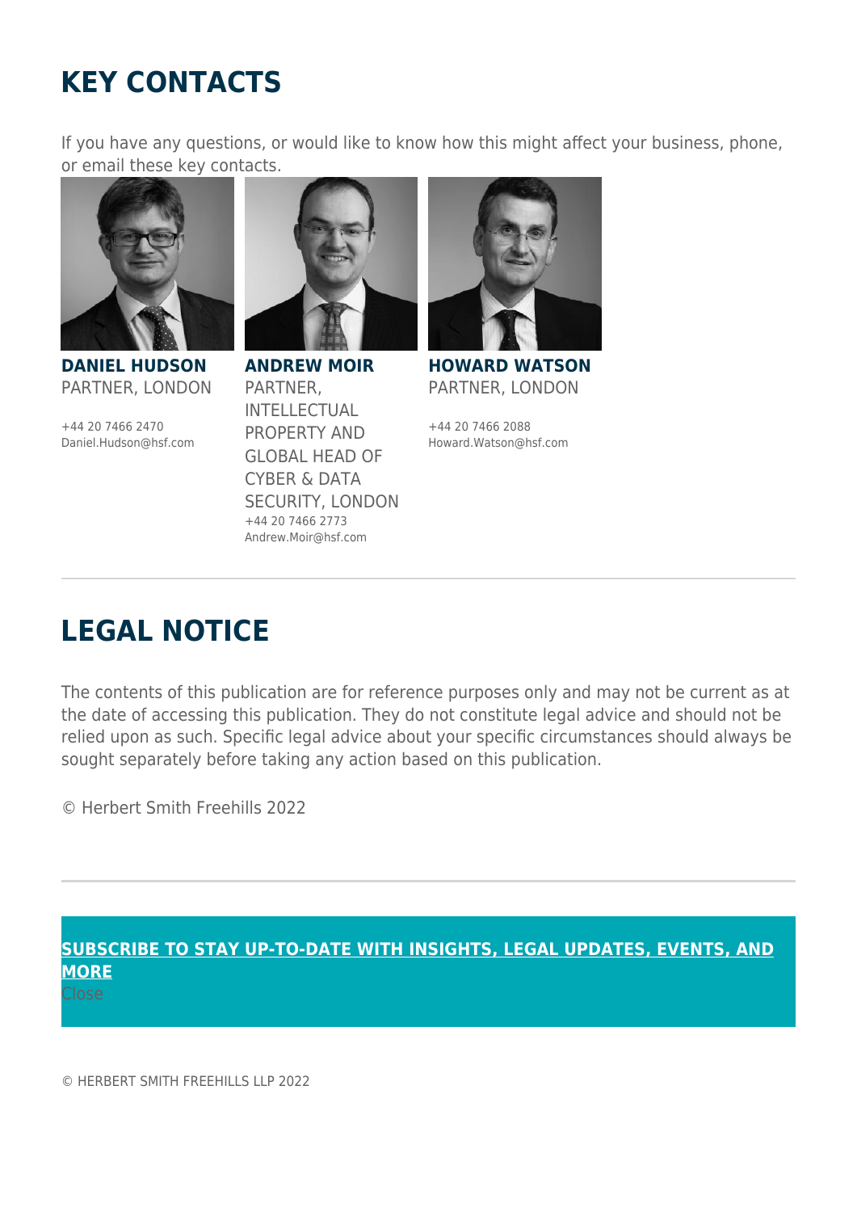## KEY CONTACTS

If you have any questions, or would like to know how this might affect your business, phone, or email these key contacts.

**DANIEL HUDSON**
PARTNER, LONDON

+44 20 7466 2470
Daniel.Hudson@hsf.com

**ANDREW MOIR**
PARTNER, INTELLECTUAL PROPERTY AND GLOBAL HEAD OF CYBER & DATA SECURITY, LONDON
+44 20 7466 2773
Andrew.Moir@hsf.com

**HOWARD WATSON**
PARTNER, LONDON

+44 20 7466 2088
Howard.Watson@hsf.com

## LEGAL NOTICE

The contents of this publication are for reference purposes only and may not be current as at the date of accessing this publication. They do not constitute legal advice and should not be relied upon as such. Specific legal advice about your specific circumstances should always be sought separately before taking any action based on this publication.

© Herbert Smith Freehills 2022

**SUBSCRIBE TO STAY UP-TO-DATE WITH INSIGHTS, LEGAL UPDATES, EVENTS, AND MORE**
Close

© HERBERT SMITH FREEHILLS LLP 2022